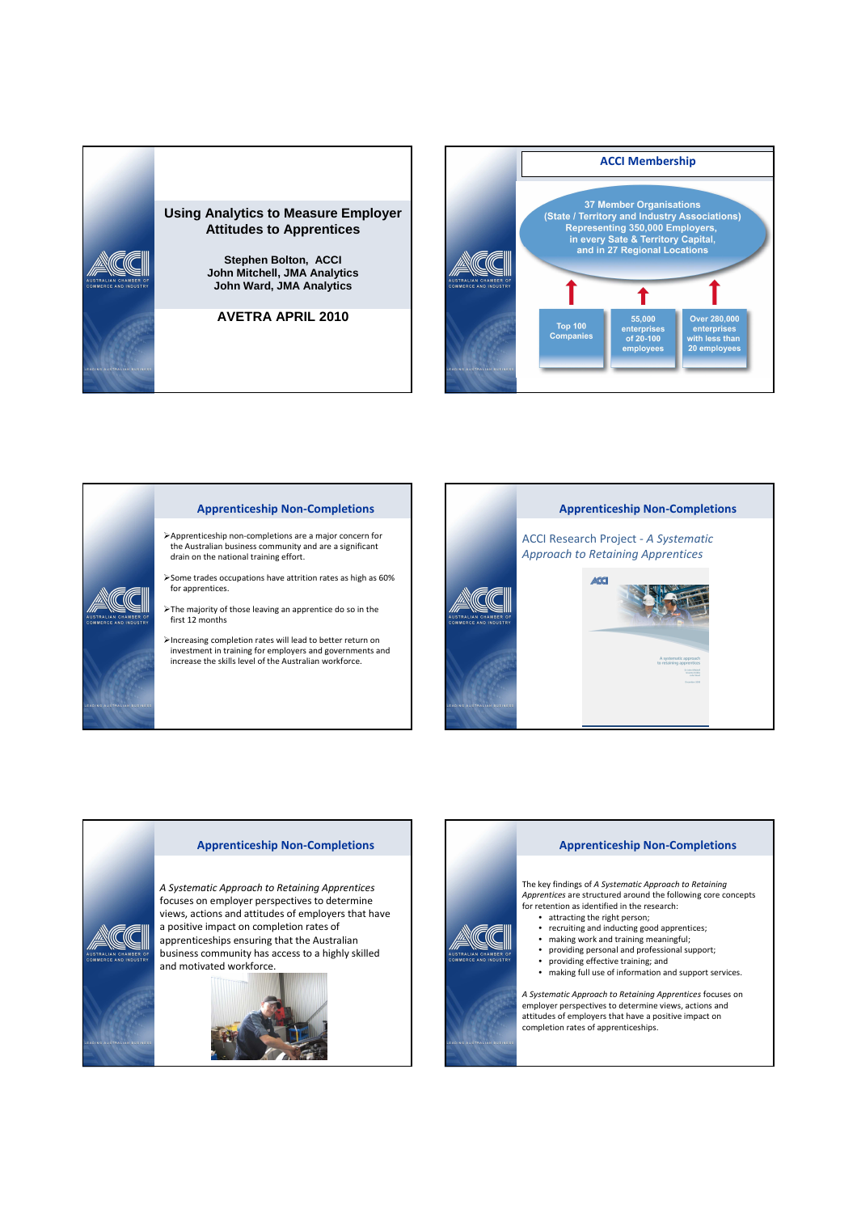# Using Analytics to Measure Employer Attitudes to Apprentices

**Stephen Bolton, ACCI**
**John Mitchell, JMA Analytics**
**John Ward, JMA Analytics**

**AVETRA APRIL 2010**

## ACCI Membership

37 Member Organisations (State / Territory and Industry Associations) Representing 350,000 Employers, in every Sate & Territory Capital, and in 27 Regional Locations

- Top 100 Companies
- 55,000 enterprises of 20-100 employees
- Over 280,000 enterprises with less than 20 employees

## Apprenticeship Non-Completions

- Apprenticeship non-completions are a major concern for the Australian business community and are a significant drain on the national training effort.
- Some trades occupations have attrition rates as high as 60% for apprentices.
- The majority of those leaving an apprentice do so in the first 12 months
- Increasing completion rates will lead to better return on investment in training for employers and governments and increase the skills level of the Australian workforce.

## Apprenticeship Non-Completions

ACCI Research Project - *A Systematic Approach to Retaining Apprentices*

## Apprenticeship Non-Completions

*A Systematic Approach to Retaining Apprentices* focuses on employer perspectives to determine views, actions and attitudes of employers that have a positive impact on completion rates of apprenticeships ensuring that the Australian business community has access to a highly skilled and motivated workforce.

## Apprenticeship Non-Completions

The key findings of *A Systematic Approach to Retaining Apprentices* are structured around the following core concepts for retention as identified in the research:

- attracting the right person;
- recruiting and inducting good apprentices;
- making work and training meaningful;
- providing personal and professional support;
- providing effective training; and
- making full use of information and support services.

*A Systematic Approach to Retaining Apprentices* focuses on employer perspectives to determine views, actions and attitudes of employers that have a positive impact on completion rates of apprenticeships.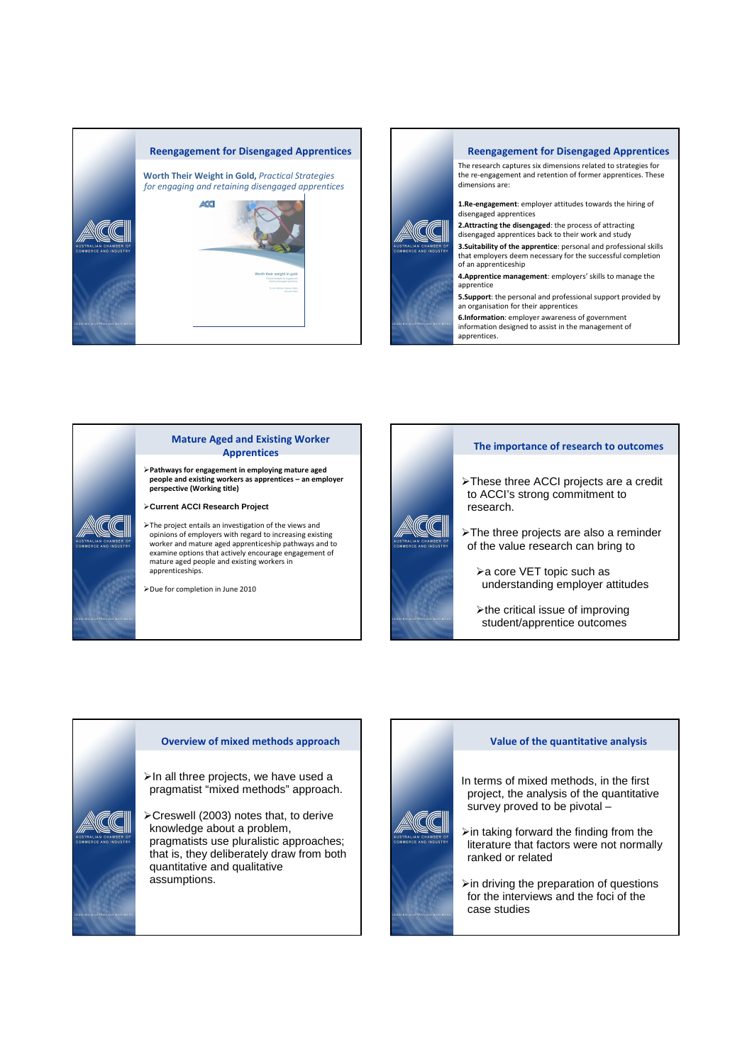## Reengagement for Disengaged Apprentices

**Worth Their Weight in Gold,** *Practical Strategies for engaging and retaining disengaged apprentices*

## Reengagement for Disengaged Apprentices

The research captures six dimensions related to strategies for the re-engagement and retention of former apprentices. These dimensions are:

1. **Re-engagement**: employer attitudes towards the hiring of disengaged apprentices
2. **Attracting the disengaged**: the process of attracting disengaged apprentices back to their work and study
3. **Suitability of the apprentice**: personal and professional skills that employers deem necessary for the successful completion of an apprenticeship
4. **Apprentice management**: employers' skills to manage the apprentice
5. **Support**: the personal and professional support provided by an organisation for their apprentices
6. **Information**: employer awareness of government information designed to assist in the management of apprentices.

## Mature Aged and Existing Worker Apprentices

- **Pathways for engagement in employing mature aged people and existing workers as apprentices – an employer perspective (Working title)**
- **Current ACCI Research Project**
- The project entails an investigation of the views and opinions of employers with regard to increasing existing worker and mature aged apprenticeship pathways and to examine options that actively encourage engagement of mature aged people and existing workers in apprenticeships.
- Due for completion in June 2010

## The importance of research to outcomes

- These three ACCI projects are a credit to ACCI's strong commitment to research.
- The three projects are also a reminder of the value research can bring to
  - a core VET topic such as understanding employer attitudes
  - the critical issue of improving student/apprentice outcomes

## Overview of mixed methods approach

- In all three projects, we have used a pragmatist "mixed methods" approach.
- Creswell (2003) notes that, to derive knowledge about a problem, pragmatists use pluralistic approaches; that is, they deliberately draw from both quantitative and qualitative assumptions.

## Value of the quantitative analysis

In terms of mixed methods, in the first project, the analysis of the quantitative survey proved to be pivotal –

- in taking forward the finding from the literature that factors were not normally ranked or related
- in driving the preparation of questions for the interviews and the foci of the case studies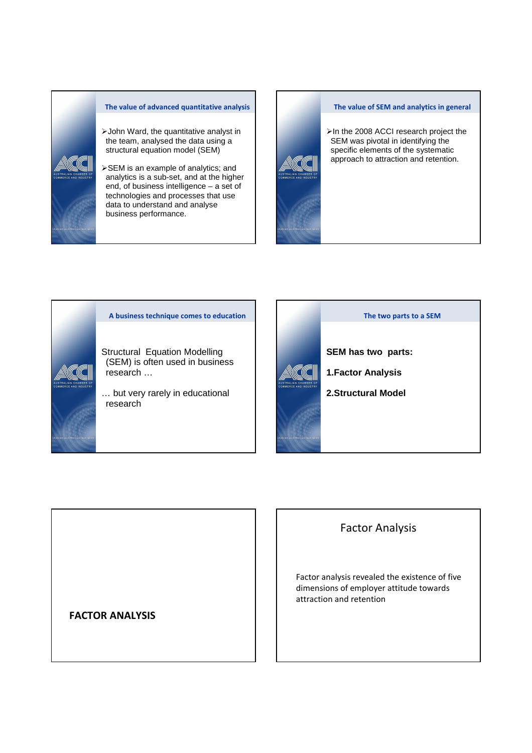## The value of advanced quantitative analysis

- John Ward, the quantitative analyst in the team, analysed the data using a structural equation model (SEM)
- SEM is an example of analytics; and analytics is a sub-set, and at the higher end, of business intelligence – a set of technologies and processes that use data to understand and analyse business performance.

## The value of SEM and analytics in general

- In the 2008 ACCI research project the SEM was pivotal in identifying the specific elements of the systematic approach to attraction and retention.

## A business technique comes to education

Structural Equation Modelling (SEM) is often used in business research …

… but very rarely in educational research

## The two parts to a SEM

**SEM has two parts:**

**1. Factor Analysis**

**2. Structural Model**

## FACTOR ANALYSIS

## Factor Analysis

Factor analysis revealed the existence of five dimensions of employer attitude towards attraction and retention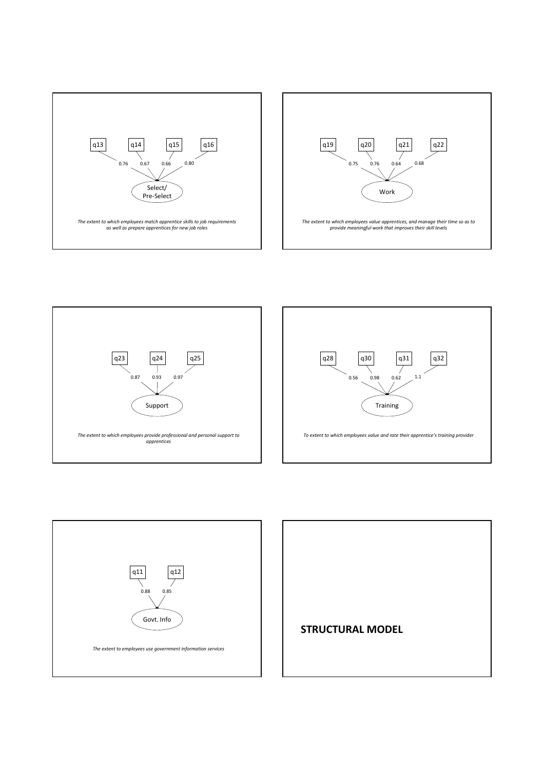q13, q14, q15, q16 → Select/Pre-Select: 0.76, 0.67, 0.66, 0.80

*The extent to which employees match apprentice skills to job requirements as well as prepare apprentices for new job roles*

q19, q20, q21, q22 → Work: 0.75, 0.76, 0.64, 0.68

*The extent to which employees value apprentices, and manage their time so as to provide meaningful work that improves their skill levels*

q23, q24, q25 → Support: 0.87, 0.93, 0.97

*The extent to which employees provide professional and personal support to apprentices*

q28, q30, q31, q32 → Training: 0.56, 0.98, 0.62, 1.1

*To extent to which employees value and rate their apprentice's training provider*

q11, q12 → Govt. Info: 0.88, 0.85

*The extent to employees use government information services*

**STRUCTURAL MODEL**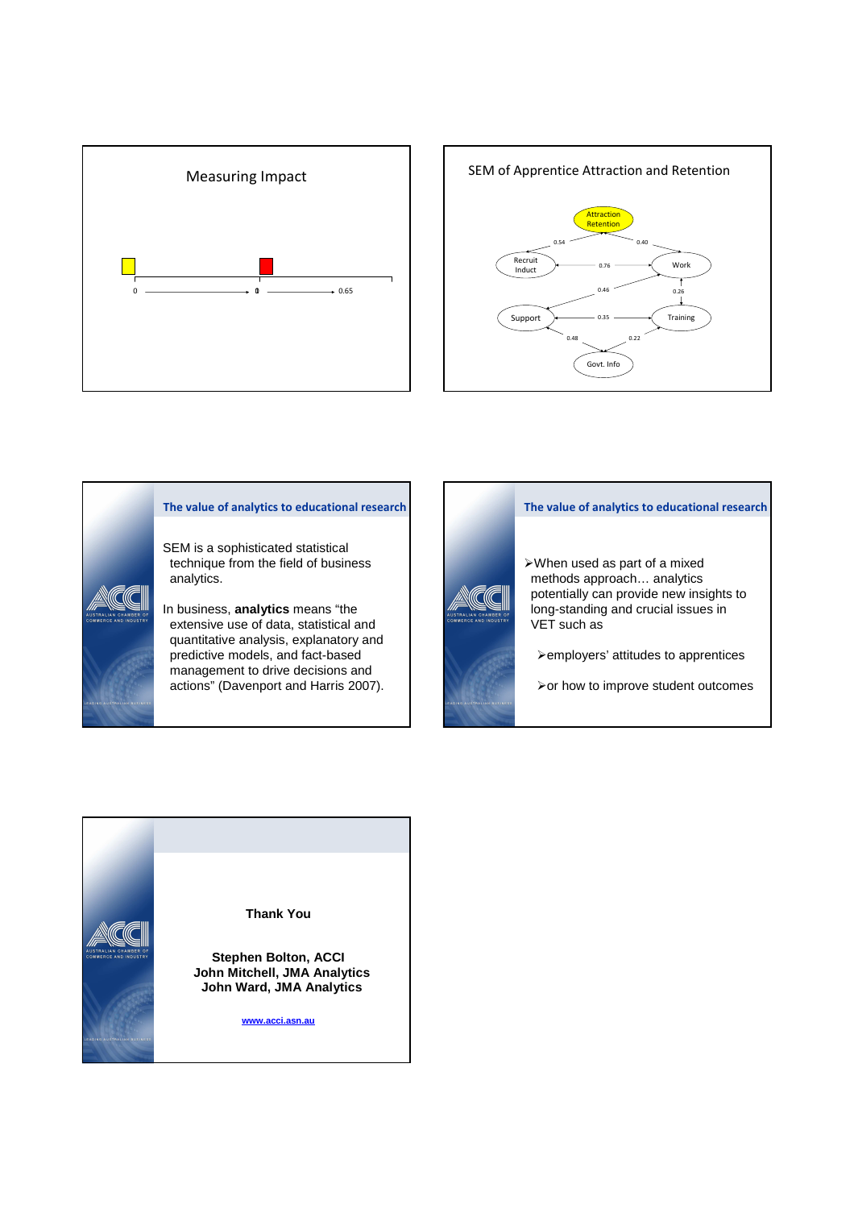## Measuring Impact

0

0

0.65

## SEM of Apprentice Attraction and Retention

Attraction Retention

0.54

0.40

Recruit Induct

0.76

Work

0.46

0.26

Support

0.35

Training

0.48

0.22

Govt. Info

## The value of analytics to educational research

SEM is a sophisticated statistical technique from the field of business analytics.

In business, **analytics** means "the extensive use of data, statistical and quantitative analysis, explanatory and predictive models, and fact-based management to drive decisions and actions" (Davenport and Harris 2007).

## The value of analytics to educational research

- When used as part of a mixed methods approach… analytics potentially can provide new insights to long-standing and crucial issues in VET such as
  - employers' attitudes to apprentices
  - or how to improve student outcomes

**Thank You**

**Stephen Bolton, ACCI**
**John Mitchell, JMA Analytics**
**John Ward, JMA Analytics**

www.acci.asn.au